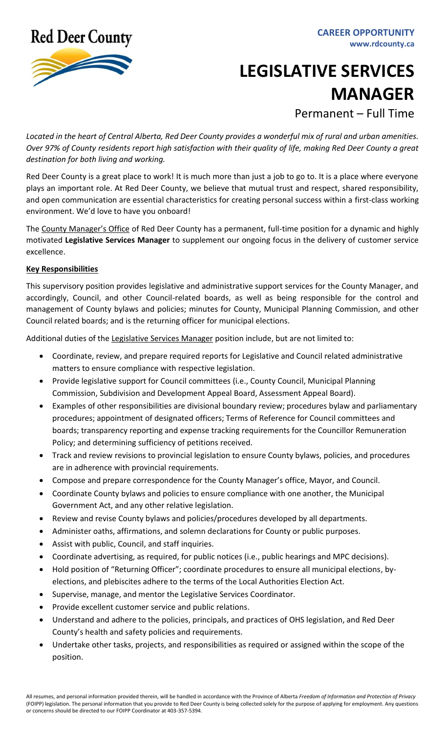Red Deer County

**CAREER OPPORTUNITY**
**www.rdcounty.ca**

# LEGISLATIVE SERVICES MANAGER

Permanent – Full Time

*Located in the heart of Central Alberta, Red Deer County provides a wonderful mix of rural and urban amenities. Over 97% of County residents report high satisfaction with their quality of life, making Red Deer County a great destination for both living and working.*

Red Deer County is a great place to work! It is much more than just a job to go to. It is a place where everyone plays an important role. At Red Deer County, we believe that mutual trust and respect, shared responsibility, and open communication are essential characteristics for creating personal success within a first-class working environment. We'd love to have you onboard!

The County Manager's Office of Red Deer County has a permanent, full-time position for a dynamic and highly motivated **Legislative Services Manager** to supplement our ongoing focus in the delivery of customer service excellence.

## Key Responsibilities

This supervisory position provides legislative and administrative support services for the County Manager, and accordingly, Council, and other Council-related boards, as well as being responsible for the control and management of County bylaws and policies; minutes for County, Municipal Planning Commission, and other Council related boards; and is the returning officer for municipal elections.

Additional duties of the Legislative Services Manager position include, but are not limited to:

- Coordinate, review, and prepare required reports for Legislative and Council related administrative matters to ensure compliance with respective legislation.
- Provide legislative support for Council committees (i.e., County Council, Municipal Planning Commission, Subdivision and Development Appeal Board, Assessment Appeal Board).
- Examples of other responsibilities are divisional boundary review; procedures bylaw and parliamentary procedures; appointment of designated officers; Terms of Reference for Council committees and boards; transparency reporting and expense tracking requirements for the Councillor Remuneration Policy; and determining sufficiency of petitions received.
- Track and review revisions to provincial legislation to ensure County bylaws, policies, and procedures are in adherence with provincial requirements.
- Compose and prepare correspondence for the County Manager's office, Mayor, and Council.
- Coordinate County bylaws and policies to ensure compliance with one another, the Municipal Government Act, and any other relative legislation.
- Review and revise County bylaws and policies/procedures developed by all departments.
- Administer oaths, affirmations, and solemn declarations for County or public purposes.
- Assist with public, Council, and staff inquiries.
- Coordinate advertising, as required, for public notices (i.e., public hearings and MPC decisions).
- Hold position of "Returning Officer"; coordinate procedures to ensure all municipal elections, by-elections, and plebiscites adhere to the terms of the Local Authorities Election Act.
- Supervise, manage, and mentor the Legislative Services Coordinator.
- Provide excellent customer service and public relations.
- Understand and adhere to the policies, principals, and practices of OHS legislation, and Red Deer County's health and safety policies and requirements.
- Undertake other tasks, projects, and responsibilities as required or assigned within the scope of the position.

All resumes, and personal information provided therein, will be handled in accordance with the Province of Alberta *Freedom of Information and Protection of Privacy* (FOIPP) legislation. The personal information that you provide to Red Deer County is being collected solely for the purpose of applying for employment. Any questions or concerns should be directed to our FOIPP Coordinator at 403-357-5394.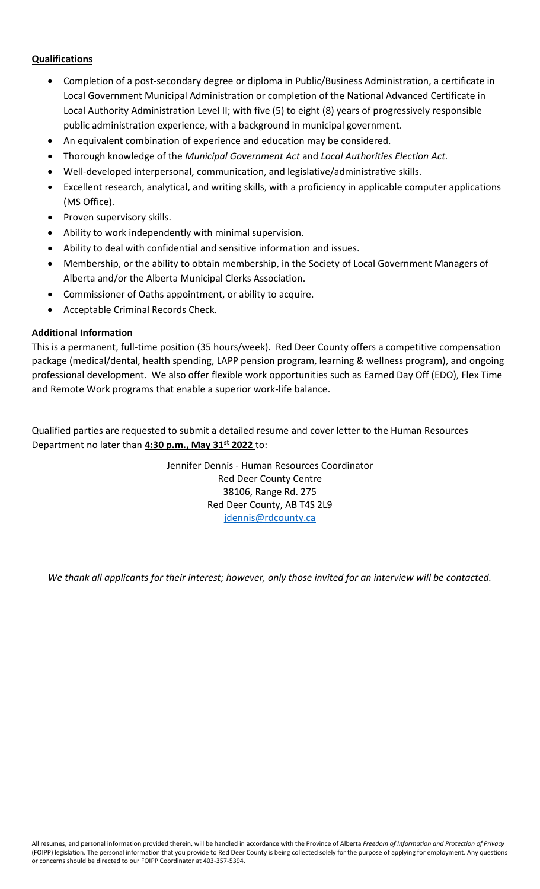**Qualifications**

- Completion of a post-secondary degree or diploma in Public/Business Administration, a certificate in Local Government Municipal Administration or completion of the National Advanced Certificate in Local Authority Administration Level II; with five (5) to eight (8) years of progressively responsible public administration experience, with a background in municipal government.
- An equivalent combination of experience and education may be considered.
- Thorough knowledge of the *Municipal Government Act* and *Local Authorities Election Act.*
- Well-developed interpersonal, communication, and legislative/administrative skills.
- Excellent research, analytical, and writing skills, with a proficiency in applicable computer applications (MS Office).
- Proven supervisory skills.
- Ability to work independently with minimal supervision.
- Ability to deal with confidential and sensitive information and issues.
- Membership, or the ability to obtain membership, in the Society of Local Government Managers of Alberta and/or the Alberta Municipal Clerks Association.
- Commissioner of Oaths appointment, or ability to acquire.
- Acceptable Criminal Records Check.

**Additional Information**

This is a permanent, full-time position (35 hours/week). Red Deer County offers a competitive compensation package (medical/dental, health spending, LAPP pension program, learning & wellness program), and ongoing professional development. We also offer flexible work opportunities such as Earned Day Off (EDO), Flex Time and Remote Work programs that enable a superior work-life balance.

Qualified parties are requested to submit a detailed resume and cover letter to the Human Resources Department no later than **4:30 p.m., May 31st 2022** to:

Jennifer Dennis - Human Resources Coordinator
Red Deer County Centre
38106, Range Rd. 275
Red Deer County, AB T4S 2L9
jdennis@rdcounty.ca

*We thank all applicants for their interest; however, only those invited for an interview will be contacted.*

All resumes, and personal information provided therein, will be handled in accordance with the Province of Alberta *Freedom of Information and Protection of Privacy* (FOIPP) legislation. The personal information that you provide to Red Deer County is being collected solely for the purpose of applying for employment. Any questions or concerns should be directed to our FOIPP Coordinator at 403-357-5394.